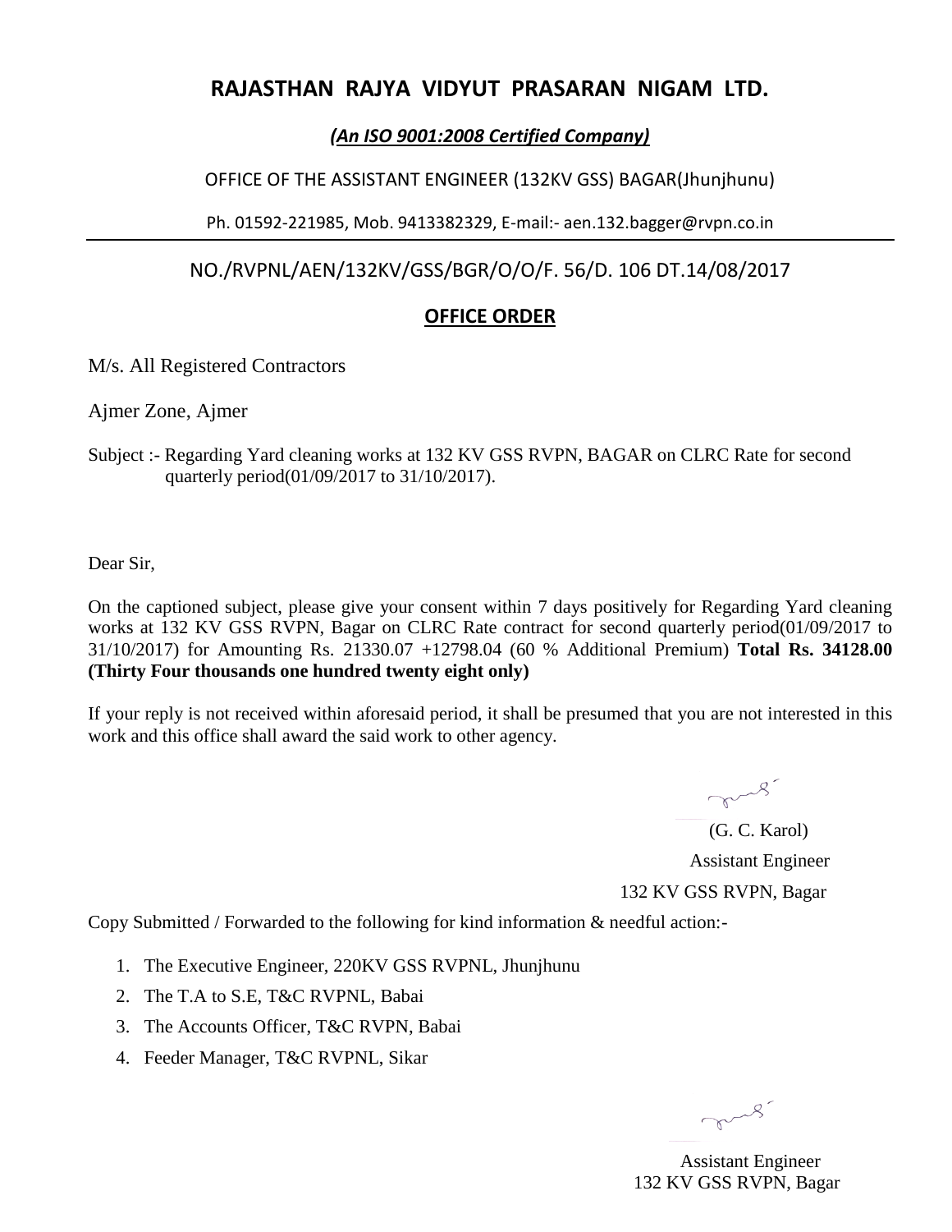# RAJASTHAN RAJYA VIDYUT PRASARAN NIGAM LTD.

***(An ISO 9001:2008 Certified Company)***

OFFICE OF THE ASSISTANT ENGINEER (132KV GSS) BAGAR(Jhunjhunu)

Ph. 01592-221985, Mob. 9413382329, E-mail:- aen.132.bagger@rvpn.co.in

NO./RVPNL/AEN/132KV/GSS/BGR/O/O/F. 56/D. 106 DT.14/08/2017

## OFFICE ORDER

M/s. All Registered Contractors

Ajmer Zone, Ajmer

Subject :- Regarding Yard cleaning works at 132 KV GSS RVPN, BAGAR on CLRC Rate for second quarterly period(01/09/2017 to 31/10/2017).

Dear Sir,

On the captioned subject, please give your consent within 7 days positively for Regarding Yard cleaning works at 132 KV GSS RVPN, Bagar on CLRC Rate contract for second quarterly period(01/09/2017 to 31/10/2017) for Amounting Rs. 21330.07 +12798.04 (60 % Additional Premium) **Total Rs. 34128.00 (Thirty Four thousands one hundred twenty eight only)**

If your reply is not received within aforesaid period, it shall be presumed that you are not interested in this work and this office shall award the said work to other agency.

(G. C. Karol)
Assistant Engineer
132 KV GSS RVPN, Bagar

Copy Submitted / Forwarded to the following for kind information & needful action:-

1. The Executive Engineer, 220KV GSS RVPNL, Jhunjhunu
2. The T.A to S.E, T&C RVPNL, Babai
3. The Accounts Officer, T&C RVPN, Babai
4. Feeder Manager, T&C RVPNL, Sikar

Assistant Engineer
132 KV GSS RVPN, Bagar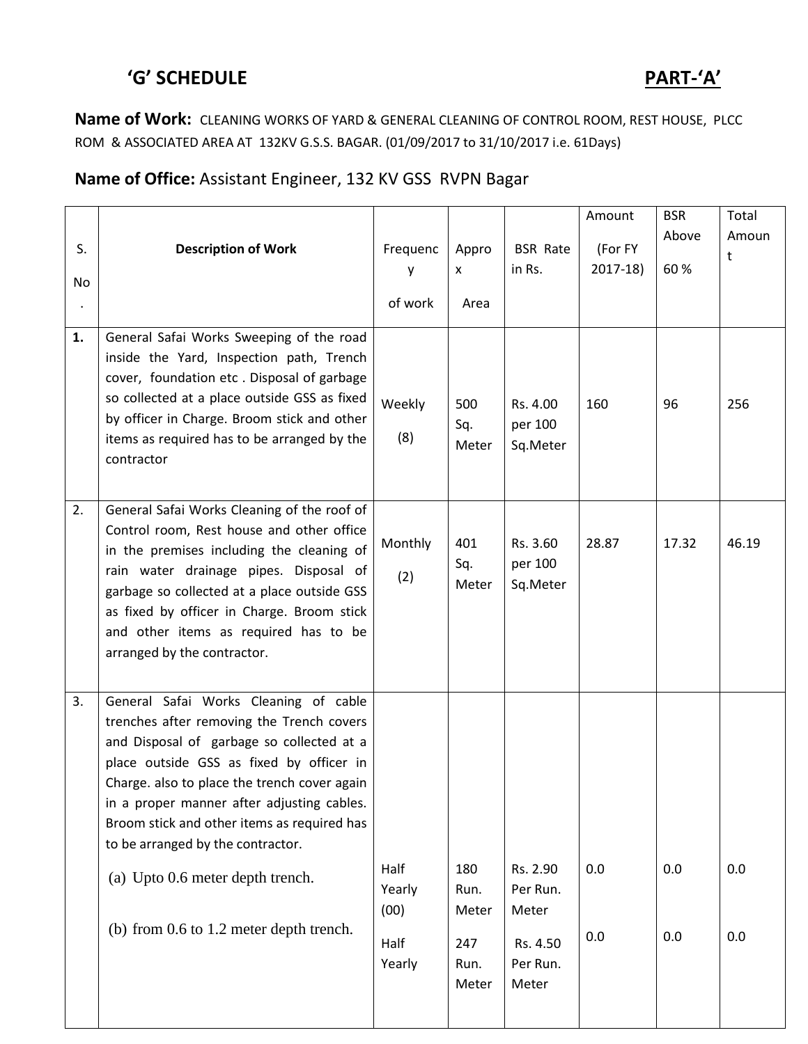## 'G' SCHEDULE PART-'A'

**Name of Work:** CLEANING WORKS OF YARD & GENERAL CLEANING OF CONTROL ROOM, REST HOUSE, PLCC ROM & ASSOCIATED AREA AT 132KV G.S.S. BAGAR. (01/09/2017 to 31/10/2017 i.e. 61Days)

**Name of Office:** Assistant Engineer, 132 KV GSS RVPN Bagar

| S. No. | Description of Work | Frequency of work | Approx Area | BSR Rate in Rs. | Amount (For FY 2017-18) | BSR Above 60 % | Total Amount |
|---|---|---|---|---|---|---|---|
| **1.** | General Safai Works Sweeping of the road inside the Yard, Inspection path, Trench cover, foundation etc . Disposal of garbage so collected at a place outside GSS as fixed by officer in Charge. Broom stick and other items as required has to be arranged by the contractor | Weekly (8) | 500 Sq. Meter | Rs. 4.00 per 100 Sq.Meter | 160 | 96 | 256 |
| 2. | General Safai Works Cleaning of the roof of Control room, Rest house and other office in the premises including the cleaning of rain water drainage pipes. Disposal of garbage so collected at a place outside GSS as fixed by officer in Charge. Broom stick and other items as required has to be arranged by the contractor. | Monthly (2) | 401 Sq. Meter | Rs. 3.60 per 100 Sq.Meter | 28.87 | 17.32 | 46.19 |
| 3. | General Safai Works Cleaning of cable trenches after removing the Trench covers and Disposal of garbage so collected at a place outside GSS as fixed by officer in Charge. also to place the trench cover again in a proper manner after adjusting cables. Broom stick and other items as required has to be arranged by the contractor. | | | | | | |
| | (a) Upto 0.6 meter depth trench. | Half Yearly (00) | 180 Run. Meter | Rs. 2.90 Per Run. Meter | 0.0 | 0.0 | 0.0 |
| | (b) from 0.6 to 1.2 meter depth trench. | Half Yearly | 247 Run. Meter | Rs. 4.50 Per Run. Meter | 0.0 | 0.0 | 0.0 |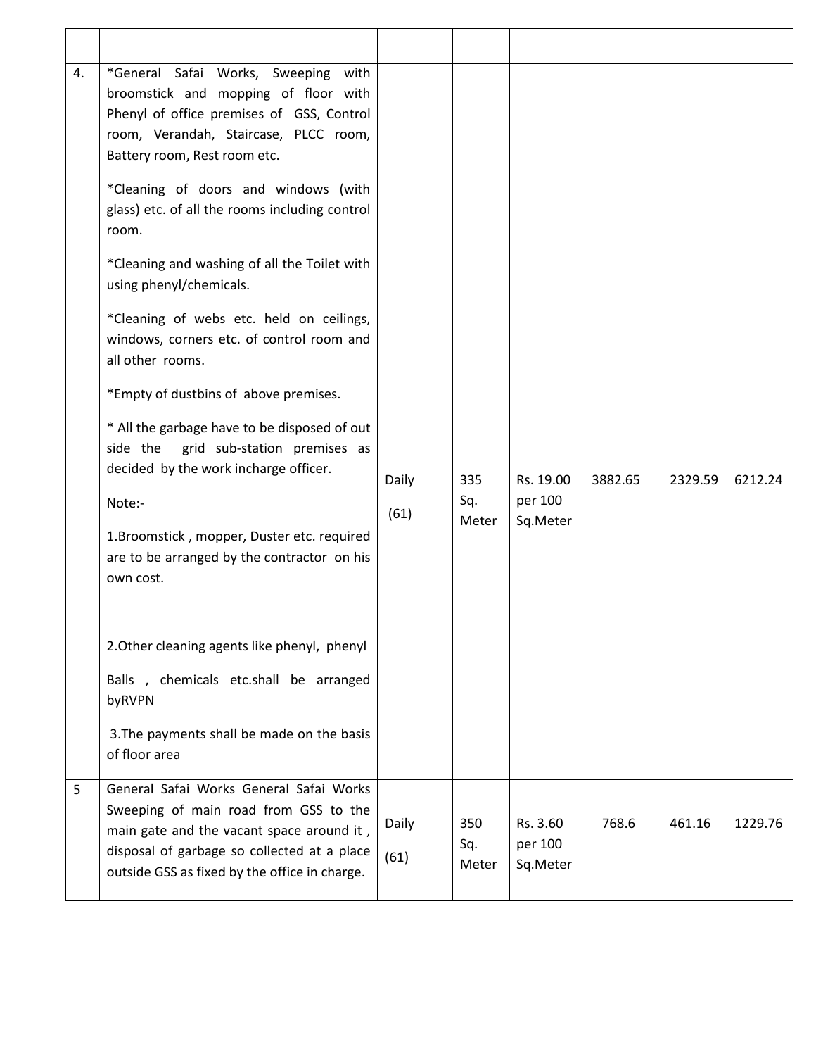| | | | | | | | |
|---|---|---|---|---|---|---|---|
| 4. | *General Safai Works, Sweeping with broomstick and mopping of floor with Phenyl of office premises of GSS, Control room, Verandah, Staircase, PLCC room, Battery room, Rest room etc.<br><br>*Cleaning of doors and windows (with glass) etc. of all the rooms including control room.<br><br>*Cleaning and washing of all the Toilet with using phenyl/chemicals.<br><br>*Cleaning of webs etc. held on ceilings, windows, corners etc. of control room and all other rooms.<br><br>*Empty of dustbins of above premises.<br><br>* All the garbage have to be disposed of out side the grid sub-station premises as decided by the work incharge officer.<br><br>Note:-<br><br>1.Broomstick , mopper, Duster etc. required are to be arranged by the contractor on his own cost.<br><br>2.Other cleaning agents like phenyl, phenyl Balls , chemicals etc.shall be arranged byRVPN<br><br>3.The payments shall be made on the basis of floor area | Daily (61) | 335 Sq. Meter | Rs. 19.00 per 100 Sq.Meter | 3882.65 | 2329.59 | 6212.24 |
| 5 | General Safai Works General Safai Works Sweeping of main road from GSS to the main gate and the vacant space around it , disposal of garbage so collected at a place outside GSS as fixed by the office in charge. | Daily (61) | 350 Sq. Meter | Rs. 3.60 per 100 Sq.Meter | 768.6 | 461.16 | 1229.76 |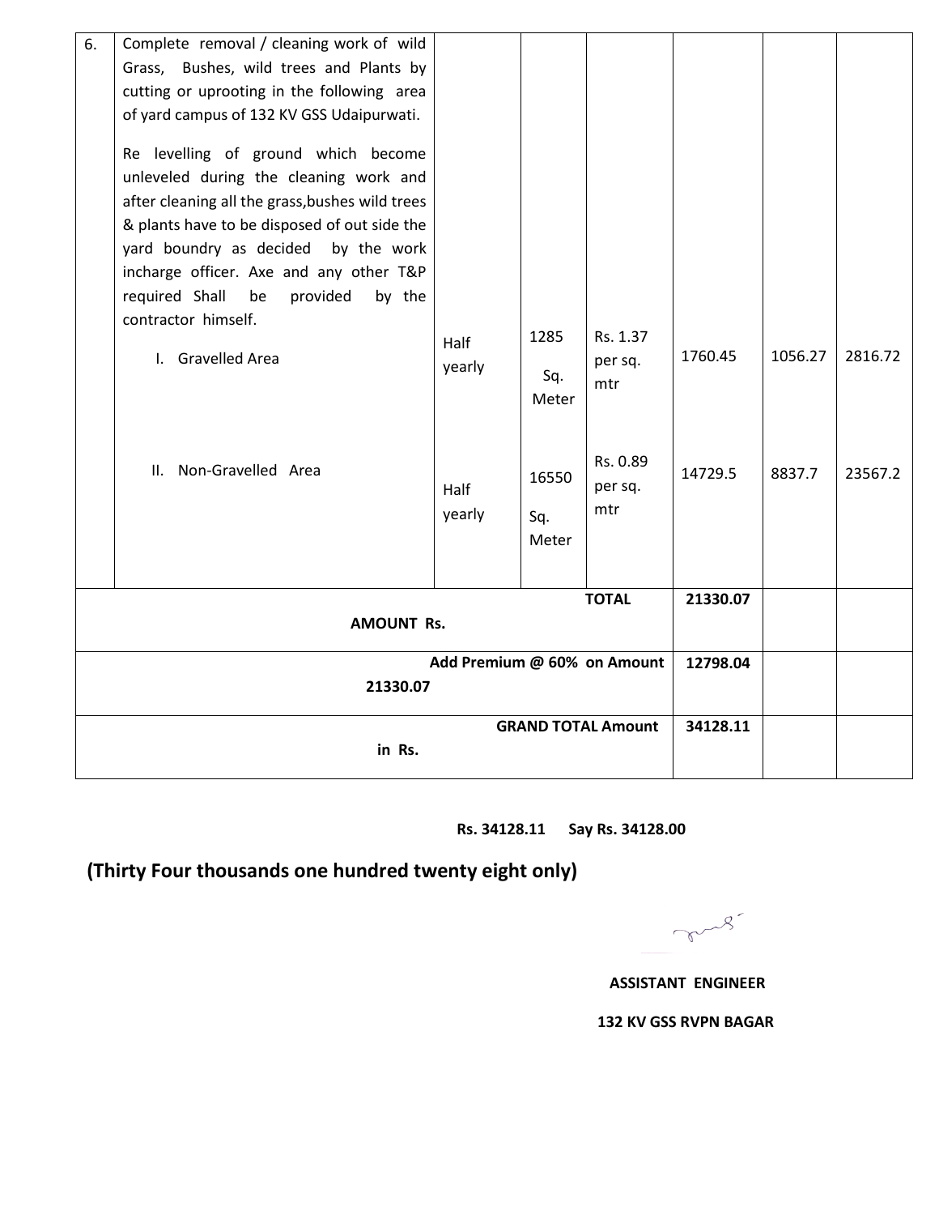| | | | | | | | |
|---|---|---|---|---|---|---|---|
| 6. | Complete removal / cleaning work of wild Grass, Bushes, wild trees and Plants by cutting or uprooting in the following area of yard campus of 132 KV GSS Udaipurwati.<br><br>Re levelling of ground which become unleveled during the cleaning work and after cleaning all the grass,bushes wild trees & plants have to be disposed of out side the yard boundry as decided by the work incharge officer. Axe and any other T&P required Shall be provided by the contractor himself.<br><br>I. Gravelled Area | Half yearly | 1285 Sq. Meter | Rs. 1.37 per sq. mtr | 1760.45 | 1056.27 | 2816.72 |
| | II. Non-Gravelled Area | Half yearly | 16550 Sq. Meter | Rs. 0.89 per sq. mtr | 14729.5 | 8837.7 | 23567.2 |
| **TOTAL AMOUNT Rs.** | | | | | **21330.07** | | |
| **Add Premium @ 60% on Amount 21330.07** | | | | | **12798.04** | | |
| **GRAND TOTAL Amount in Rs.** | | | | | **34128.11** | | |

**Rs. 34128.11 Say Rs. 34128.00**

**(Thirty Four thousands one hundred twenty eight only)**

**ASSISTANT ENGINEER**

**132 KV GSS RVPN BAGAR**